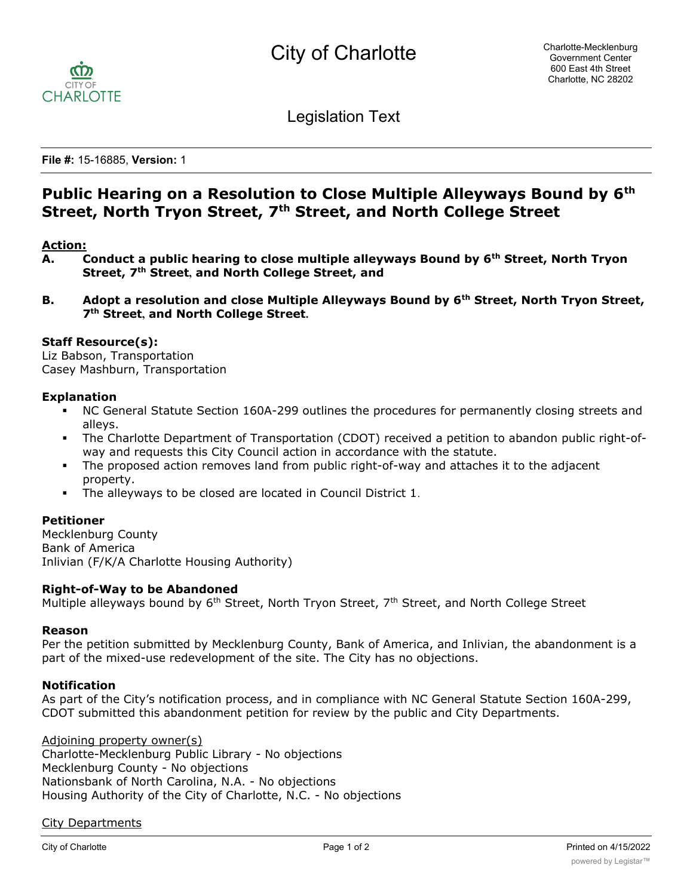# City of Charlotte

Charlotte-Mecklenburg Government Center
600 East 4th Street
Charlotte, NC 28202

## Legislation Text

**File #:** 15-16885, **Version:** 1

# Public Hearing on a Resolution to Close Multiple Alleyways Bound by 6th Street, North Tryon Street, 7th Street, and North College Street

**Action:**

**A. Conduct a public hearing to close multiple alleyways Bound by 6th Street, North Tryon Street, 7th Street, and North College Street, and**

**B. Adopt a resolution and close Multiple Alleyways Bound by 6th Street, North Tryon Street, 7th Street, and North College Street.**

**Staff Resource(s):**
Liz Babson, Transportation
Casey Mashburn, Transportation

**Explanation**

- NC General Statute Section 160A-299 outlines the procedures for permanently closing streets and alleys.
- The Charlotte Department of Transportation (CDOT) received a petition to abandon public right-of-way and requests this City Council action in accordance with the statute.
- The proposed action removes land from public right-of-way and attaches it to the adjacent property.
- The alleyways to be closed are located in Council District 1.

**Petitioner**
Mecklenburg County
Bank of America
Inlivian (F/K/A Charlotte Housing Authority)

**Right-of-Way to be Abandoned**
Multiple alleyways bound by 6th Street, North Tryon Street, 7th Street, and North College Street

**Reason**
Per the petition submitted by Mecklenburg County, Bank of America, and Inlivian, the abandonment is a part of the mixed-use redevelopment of the site. The City has no objections.

**Notification**
As part of the City's notification process, and in compliance with NC General Statute Section 160A-299, CDOT submitted this abandonment petition for review by the public and City Departments.

Adjoining property owner(s)
Charlotte-Mecklenburg Public Library - No objections
Mecklenburg County - No objections
Nationsbank of North Carolina, N.A. - No objections
Housing Authority of the City of Charlotte, N.C. - No objections

City Departments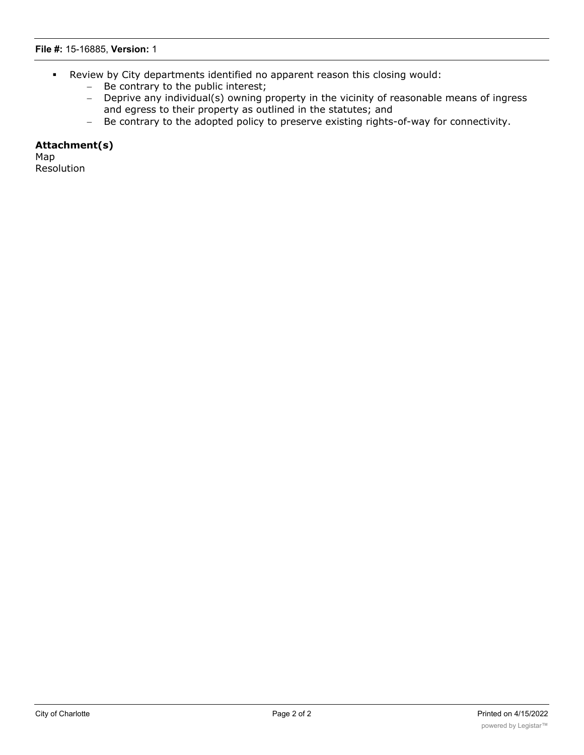- Review by City departments identified no apparent reason this closing would:
  - Be contrary to the public interest;
  - Deprive any individual(s) owning property in the vicinity of reasonable means of ingress and egress to their property as outlined in the statutes; and
  - Be contrary to the adopted policy to preserve existing rights-of-way for connectivity.

**Attachment(s)**

Map

Resolution